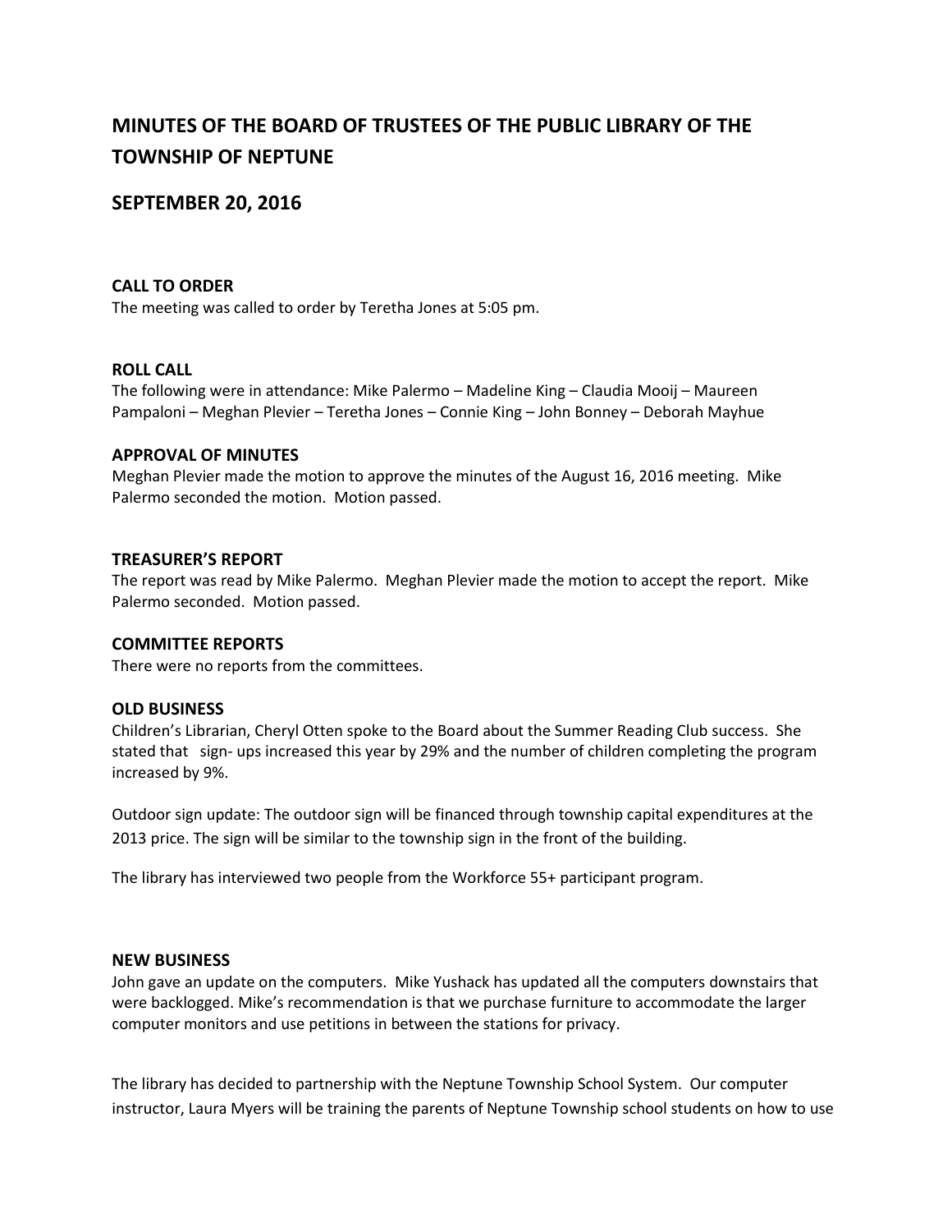# MINUTES OF THE BOARD OF TRUSTEES OF THE PUBLIC LIBRARY OF THE TOWNSHIP OF NEPTUNE

## SEPTEMBER 20, 2016

### CALL TO ORDER

The meeting was called to order by Teretha Jones at 5:05 pm.

### ROLL CALL

The following were in attendance: Mike Palermo – Madeline King – Claudia Mooij – Maureen Pampaloni – Meghan Plevier – Teretha Jones – Connie King – John Bonney – Deborah Mayhue

### APPROVAL OF MINUTES

Meghan Plevier made the motion to approve the minutes of the August 16, 2016 meeting. Mike Palermo seconded the motion. Motion passed.

### TREASURER'S REPORT

The report was read by Mike Palermo. Meghan Plevier made the motion to accept the report. Mike Palermo seconded. Motion passed.

### COMMITTEE REPORTS

There were no reports from the committees.

### OLD BUSINESS

Children's Librarian, Cheryl Otten spoke to the Board about the Summer Reading Club success. She stated that sign- ups increased this year by 29% and the number of children completing the program increased by 9%.

Outdoor sign update: The outdoor sign will be financed through township capital expenditures at the 2013 price. The sign will be similar to the township sign in the front of the building.

The library has interviewed two people from the Workforce 55+ participant program.

### NEW BUSINESS

John gave an update on the computers. Mike Yushack has updated all the computers downstairs that were backlogged. Mike's recommendation is that we purchase furniture to accommodate the larger computer monitors and use petitions in between the stations for privacy.

The library has decided to partnership with the Neptune Township School System. Our computer instructor, Laura Myers will be training the parents of Neptune Township school students on how to use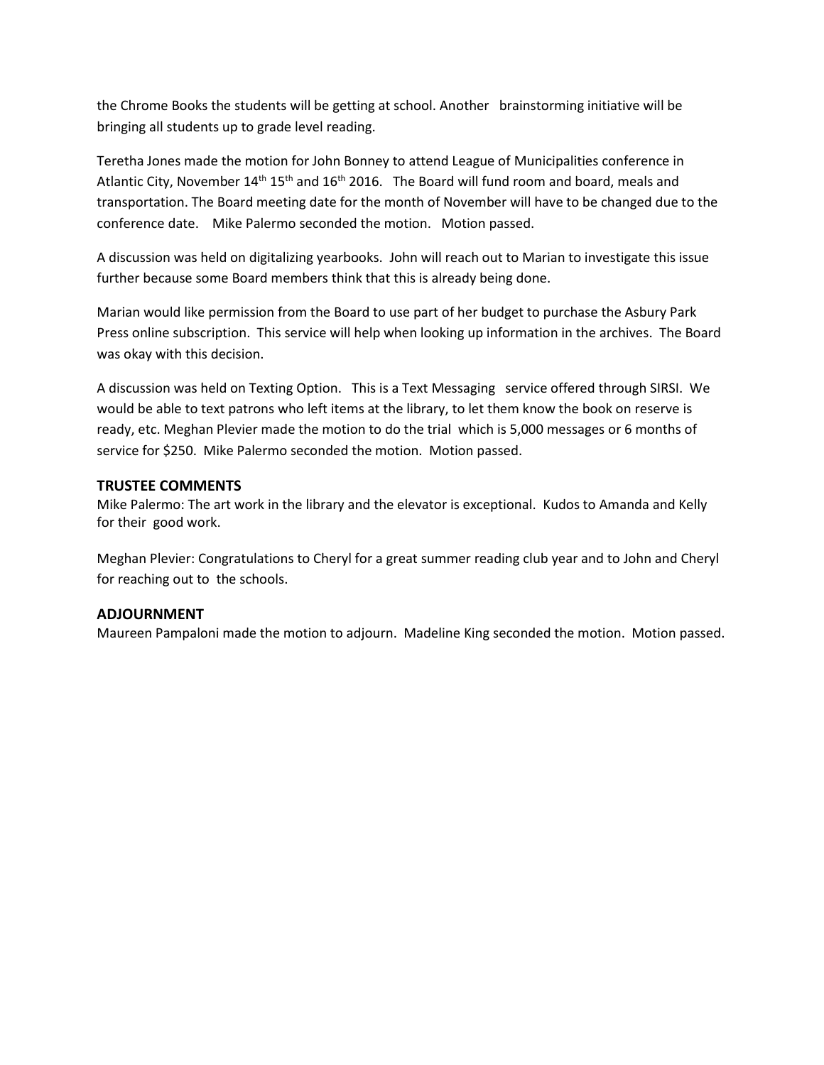the Chrome Books the students will be getting at school. Another brainstorming initiative will be bringing all students up to grade level reading.

Teretha Jones made the motion for John Bonney to attend League of Municipalities conference in Atlantic City, November 14th 15th and 16th 2016. The Board will fund room and board, meals and transportation. The Board meeting date for the month of November will have to be changed due to the conference date. Mike Palermo seconded the motion. Motion passed.

A discussion was held on digitalizing yearbooks. John will reach out to Marian to investigate this issue further because some Board members think that this is already being done.

Marian would like permission from the Board to use part of her budget to purchase the Asbury Park Press online subscription. This service will help when looking up information in the archives. The Board was okay with this decision.

A discussion was held on Texting Option. This is a Text Messaging service offered through SIRSI. We would be able to text patrons who left items at the library, to let them know the book on reserve is ready, etc. Meghan Plevier made the motion to do the trial which is 5,000 messages or 6 months of service for $250. Mike Palermo seconded the motion. Motion passed.

### TRUSTEE COMMENTS

Mike Palermo: The art work in the library and the elevator is exceptional. Kudos to Amanda and Kelly for their good work.

Meghan Plevier: Congratulations to Cheryl for a great summer reading club year and to John and Cheryl for reaching out to the schools.

### ADJOURNMENT

Maureen Pampaloni made the motion to adjourn. Madeline King seconded the motion. Motion passed.